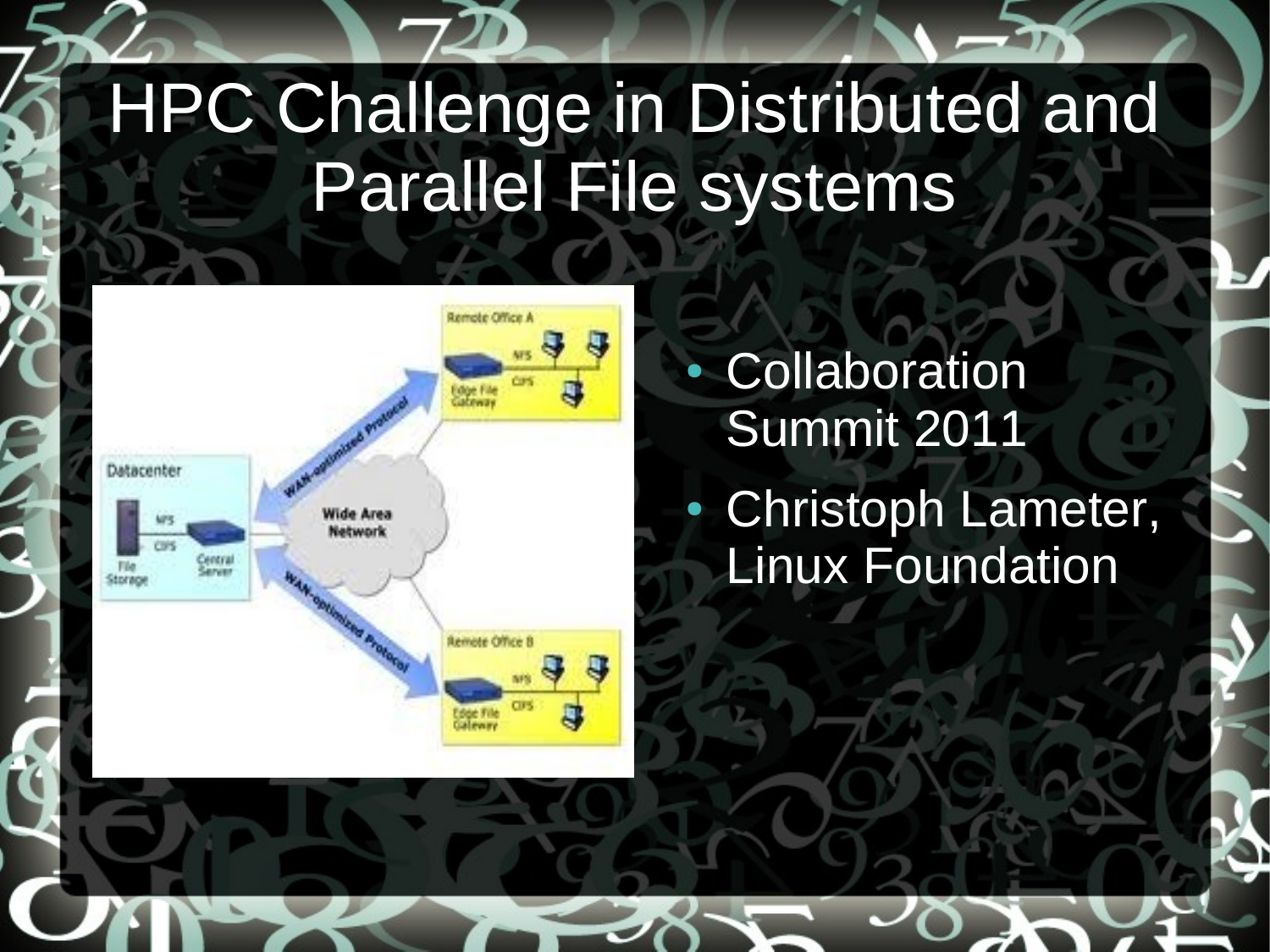# HPC Challenge in Distributed and Parallel File systems

- Collaboration Summit 2011
- Christoph Lameter, Linux Foundation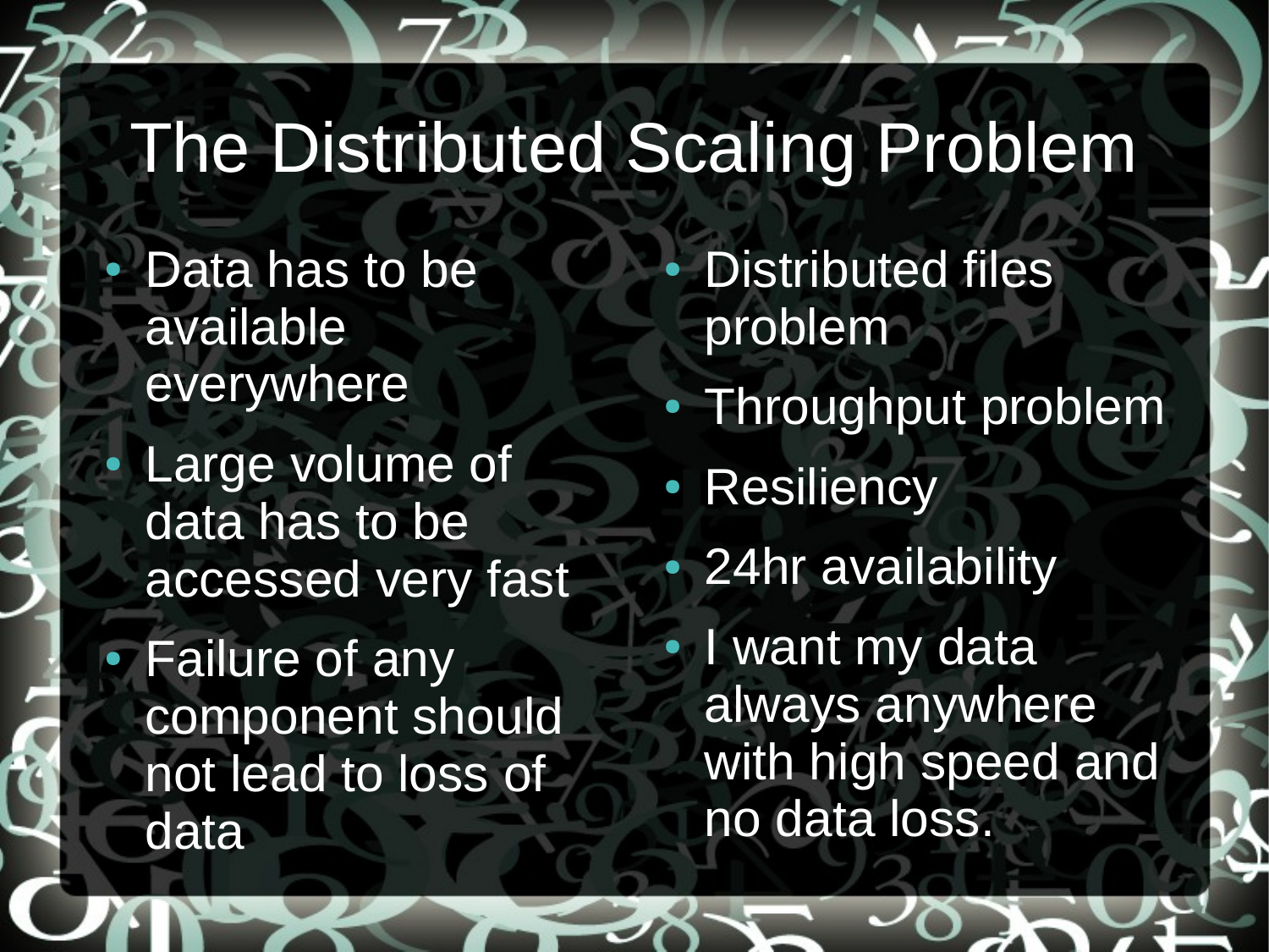# The Distributed Scaling Problem

- Data has to be available everywhere
- Large volume of data has to be accessed very fast
- Failure of any component should not lead to loss of data
- Distributed files problem
- Throughput problem
- Resiliency
- 24hr availability
- I want my data always anywhere with high speed and no data loss.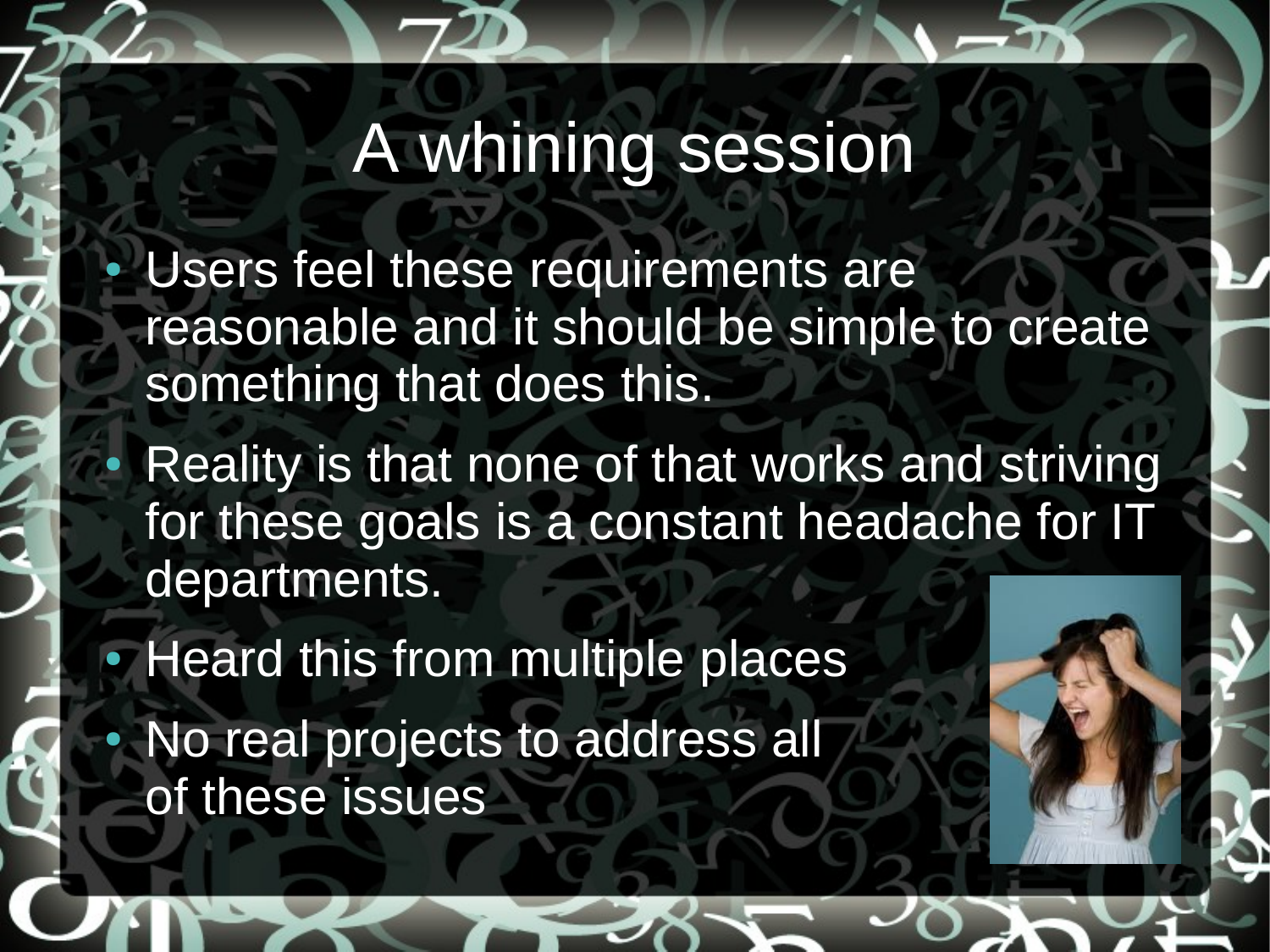# A whining session

- Users feel these requirements are reasonable and it should be simple to create something that does this.
- Reality is that none of that works and striving for these goals is a constant headache for IT departments.
- Heard this from multiple places
- No real projects to address all of these issues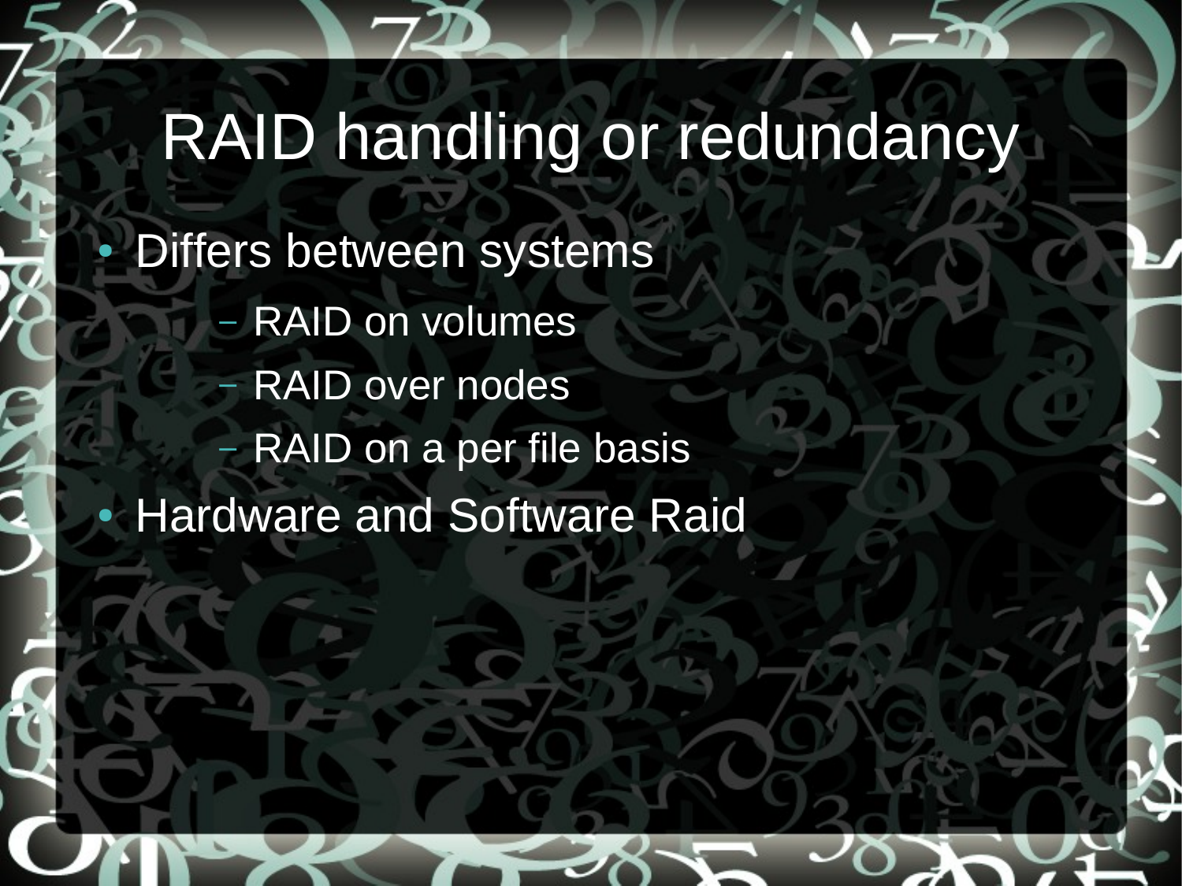# RAID handling or redundancy

- Differs between systems
  - RAID on volumes
  - RAID over nodes
  - RAID on a per file basis
- Hardware and Software Raid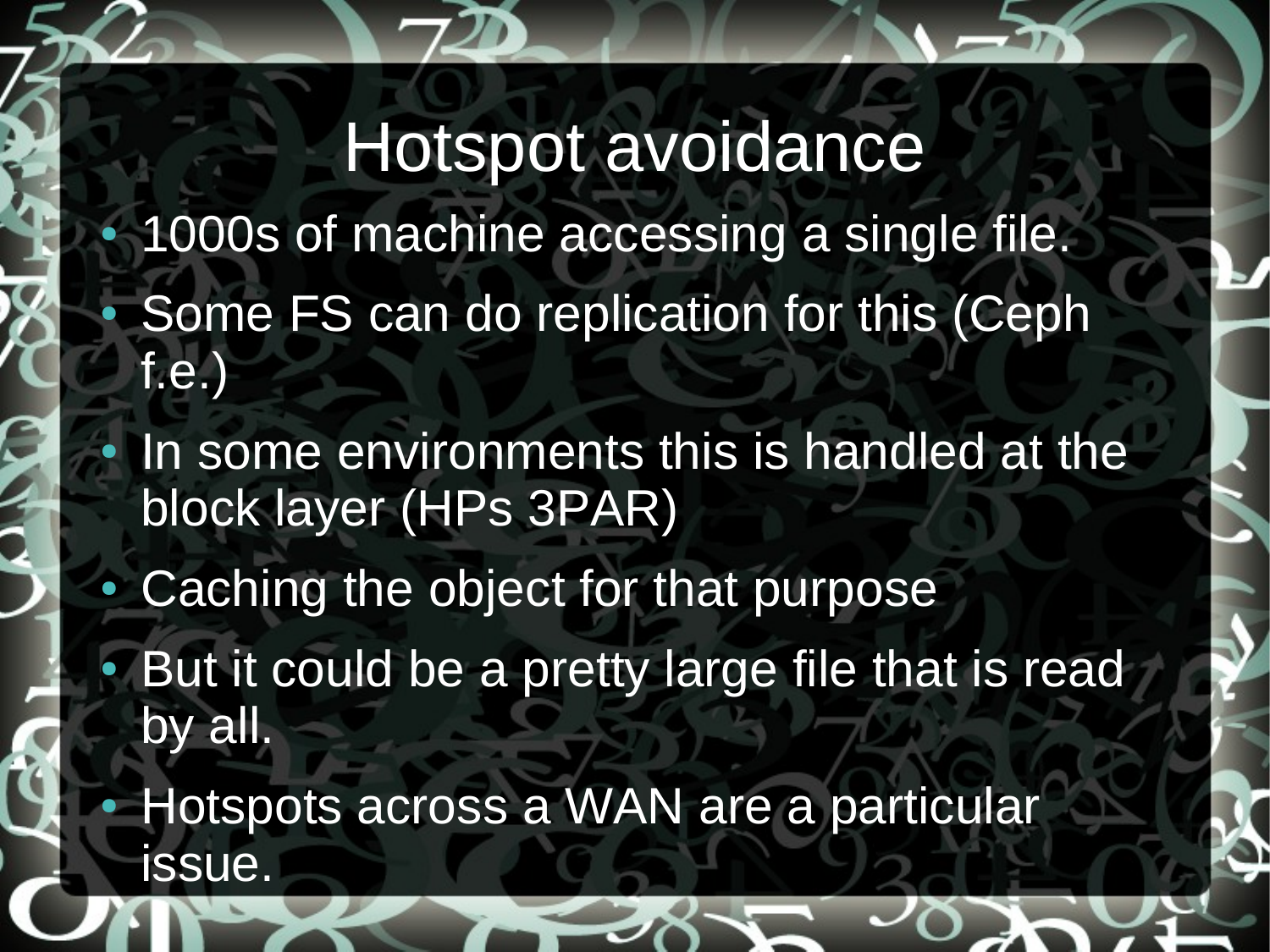# Hotspot avoidance

- 1000s of machine accessing a single file.
- Some FS can do replication for this (Ceph f.e.)
- In some environments this is handled at the block layer (HPs 3PAR)
- Caching the object for that purpose
- But it could be a pretty large file that is read by all.
- Hotspots across a WAN are a particular issue.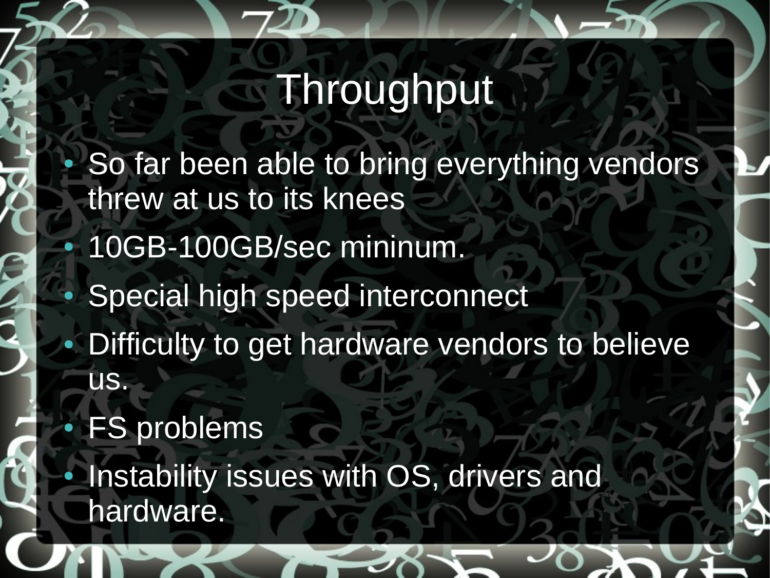# Throughput

- So far been able to bring everything vendors threw at us to its knees
- 10GB-100GB/sec mininum.
- Special high speed interconnect
- Difficulty to get hardware vendors to believe us.
- FS problems
- Instability issues with OS, drivers and hardware.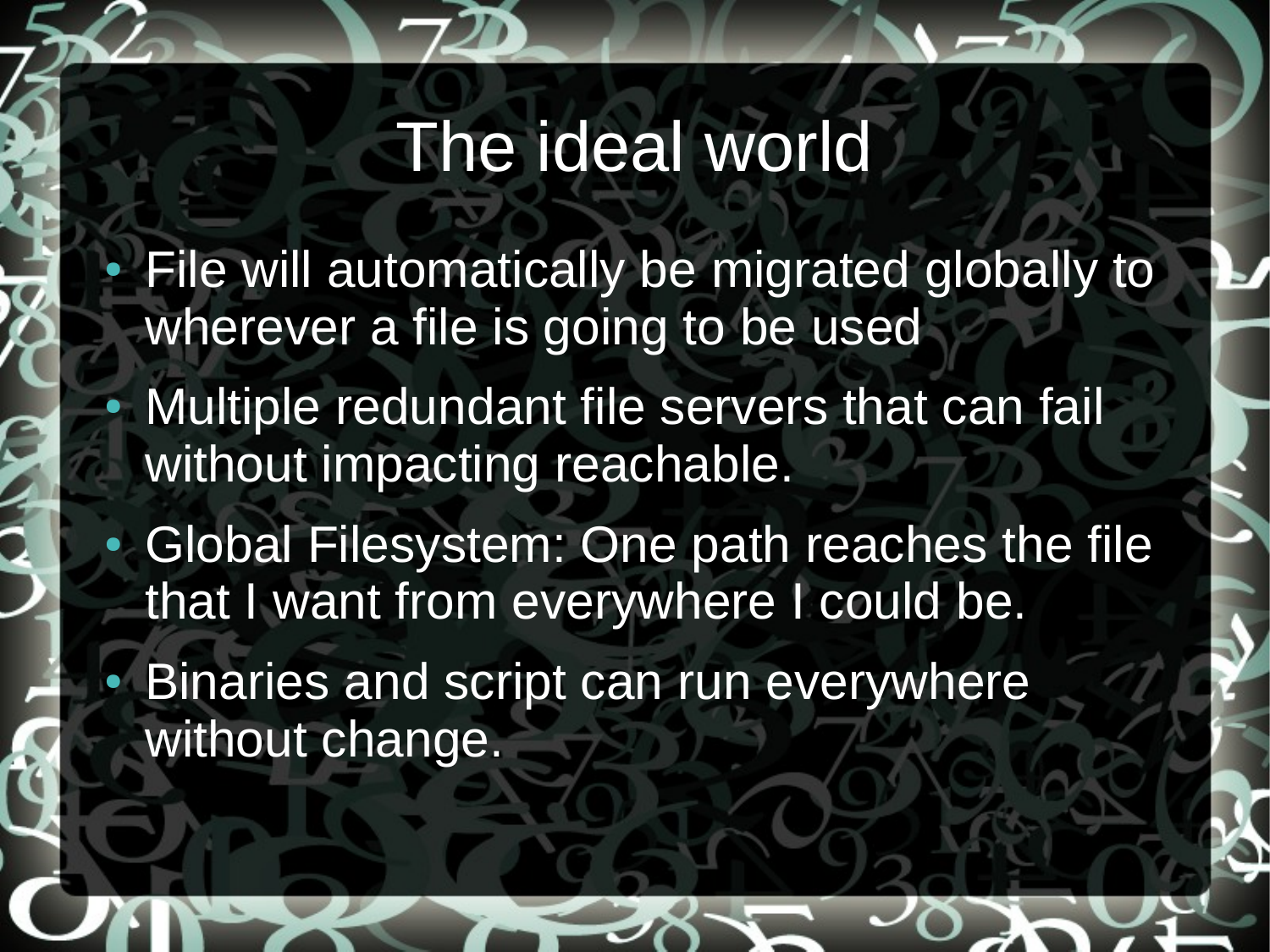# The ideal world

- File will automatically be migrated globally to wherever a file is going to be used
- Multiple redundant file servers that can fail without impacting reachable.
- Global Filesystem: One path reaches the file that I want from everywhere I could be.
- Binaries and script can run everywhere without change.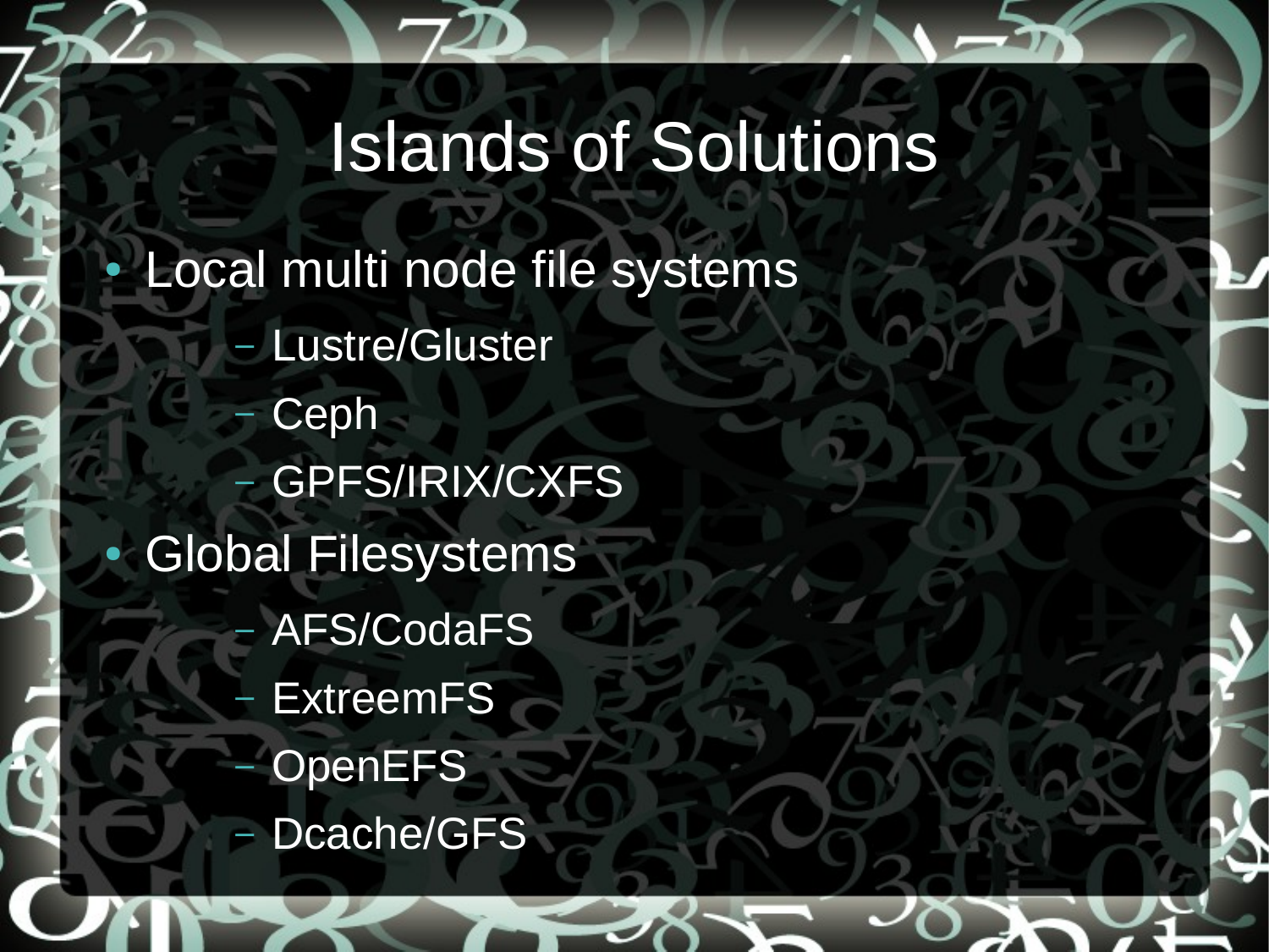# Islands of Solutions

- Local multi node file systems
  - Lustre/Gluster
  - Ceph
  - GPFS/IRIX/CXFS
- Global Filesystems
  - AFS/CodaFS
  - ExtreemFS
  - OpenEFS
  - Dcache/GFS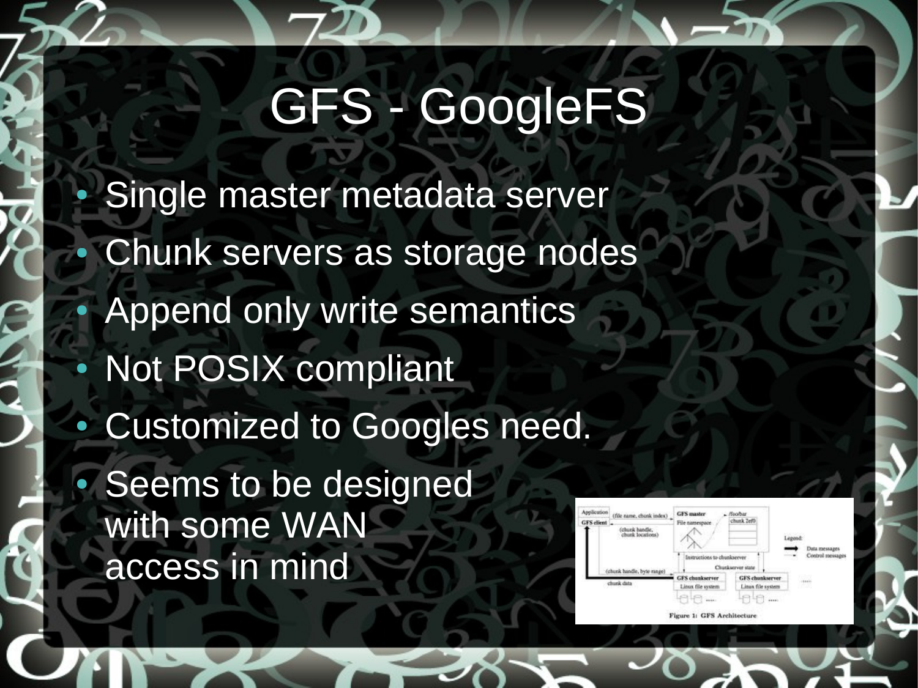# GFS - GoogleFS

- Single master metadata server
- Chunk servers as storage nodes
- Append only write semantics
- Not POSIX compliant
- Customized to Googles need.
- Seems to be designed with some WAN access in mind

Figure 1: GFS Architecture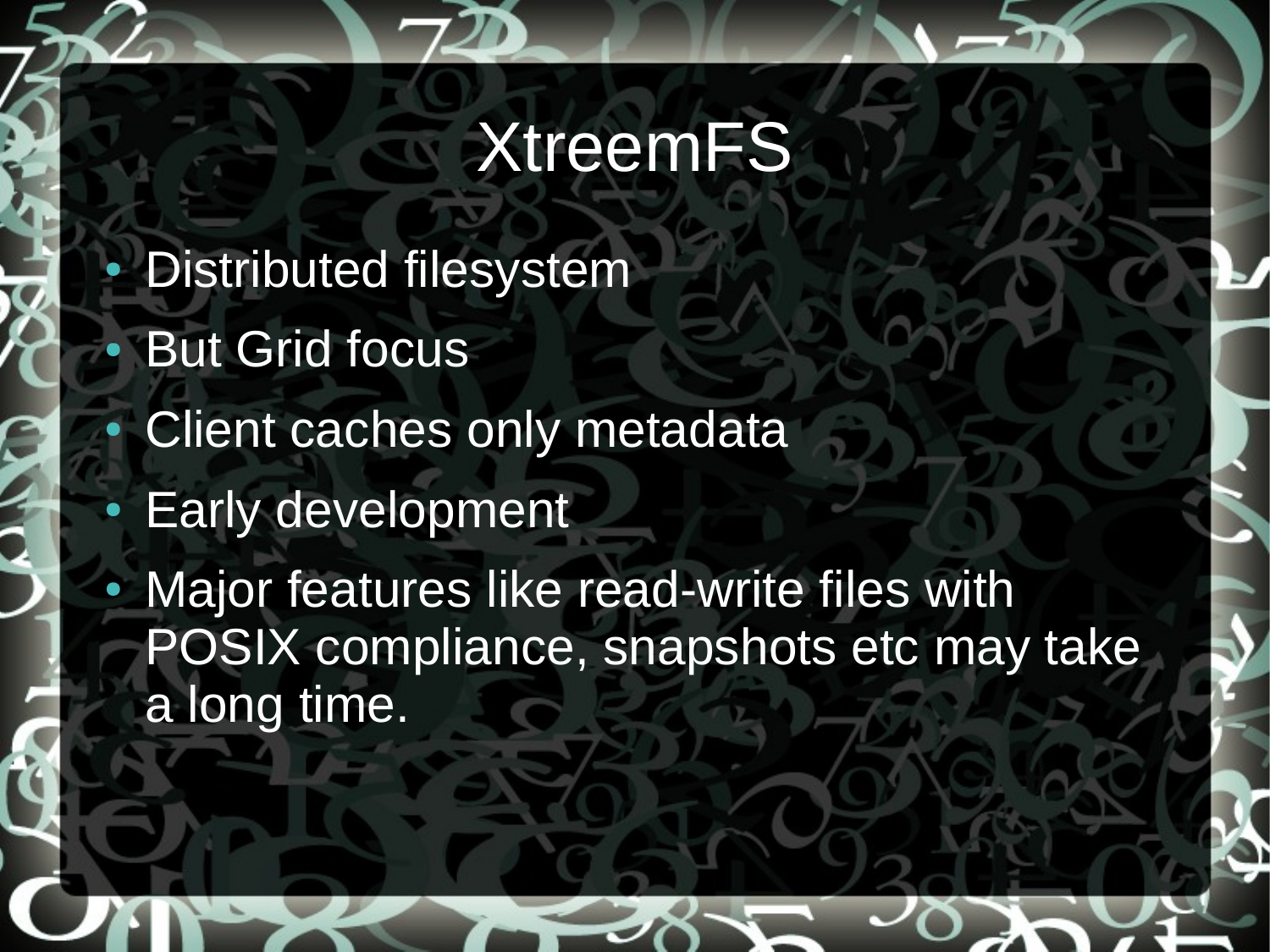# XtreemFS

- Distributed filesystem
- But Grid focus
- Client caches only metadata
- Early development
- Major features like read-write files with POSIX compliance, snapshots etc may take a long time.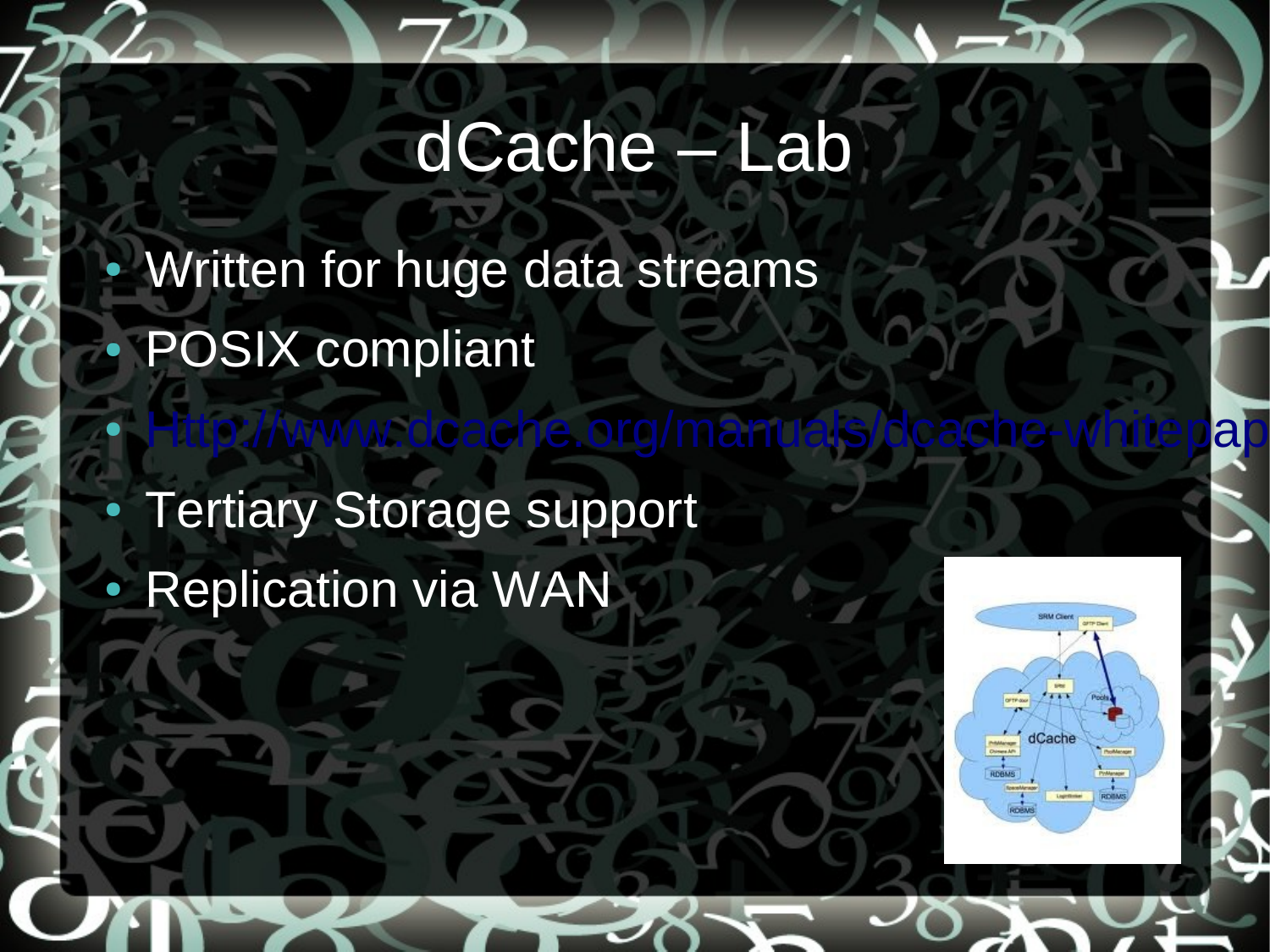# dCache – Lab

- Written for huge data streams
- POSIX compliant
- Http://www.dcache.org/manuals/dcache-whitepap
- Tertiary Storage support
- Replication via WAN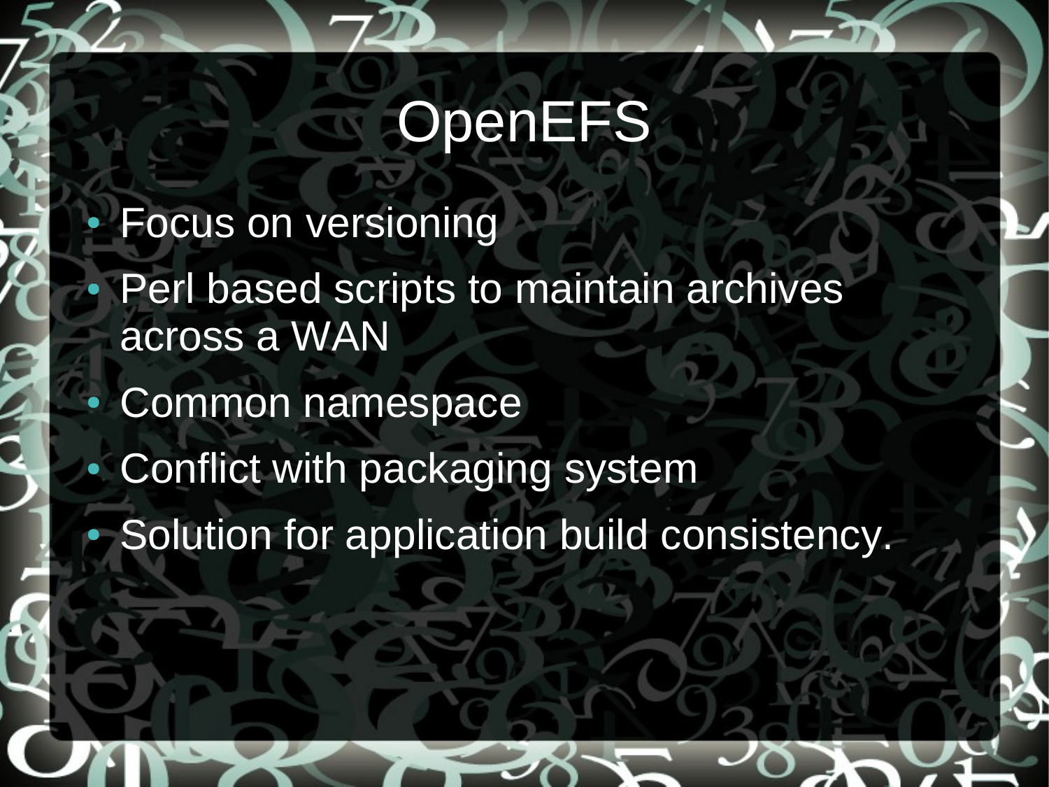# OpenEFS

- Focus on versioning
- Perl based scripts to maintain archives across a WAN
- Common namespace
- Conflict with packaging system
- Solution for application build consistency.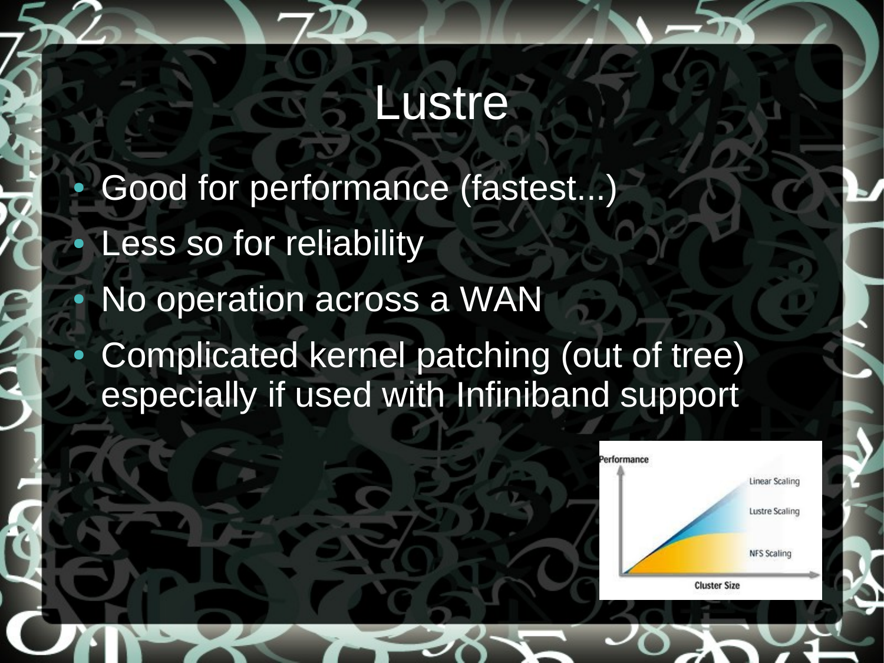# Lustre

- Good for performance (fastest...)
- Less so for reliability
- No operation across a WAN
- Complicated kernel patching (out of tree) especially if used with Infiniband support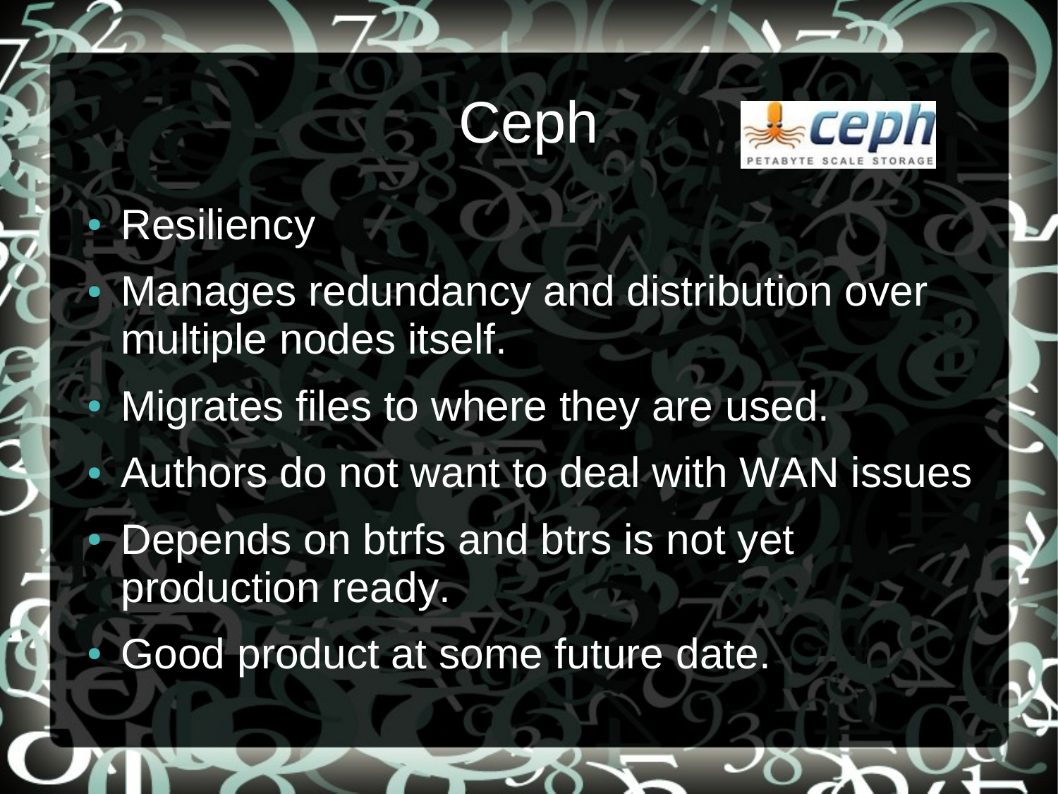# Ceph

- Resiliency
- Manages redundancy and distribution over multiple nodes itself.
- Migrates files to where they are used.
- Authors do not want to deal with WAN issues
- Depends on btrfs and btrs is not yet production ready.
- Good product at some future date.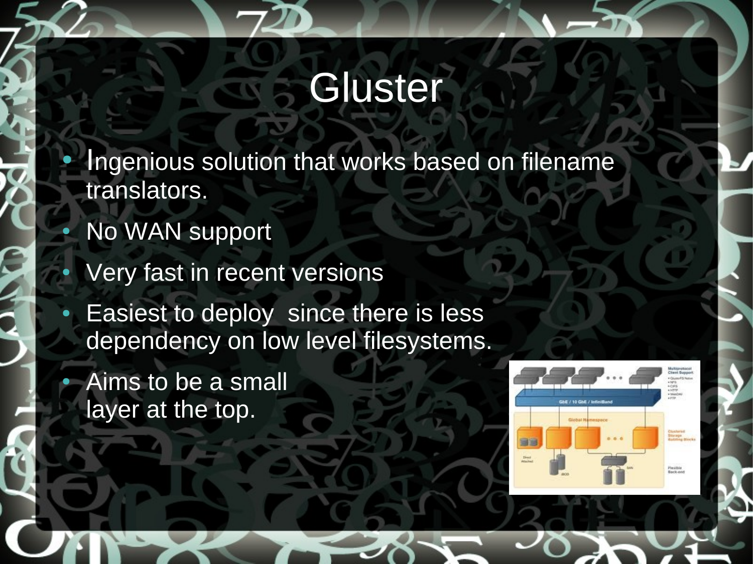# Gluster

- Ingenious solution that works based on filename translators.
- No WAN support
- Very fast in recent versions
- Easiest to deploy since there is less dependency on low level filesystems.
- Aims to be a small layer at the top.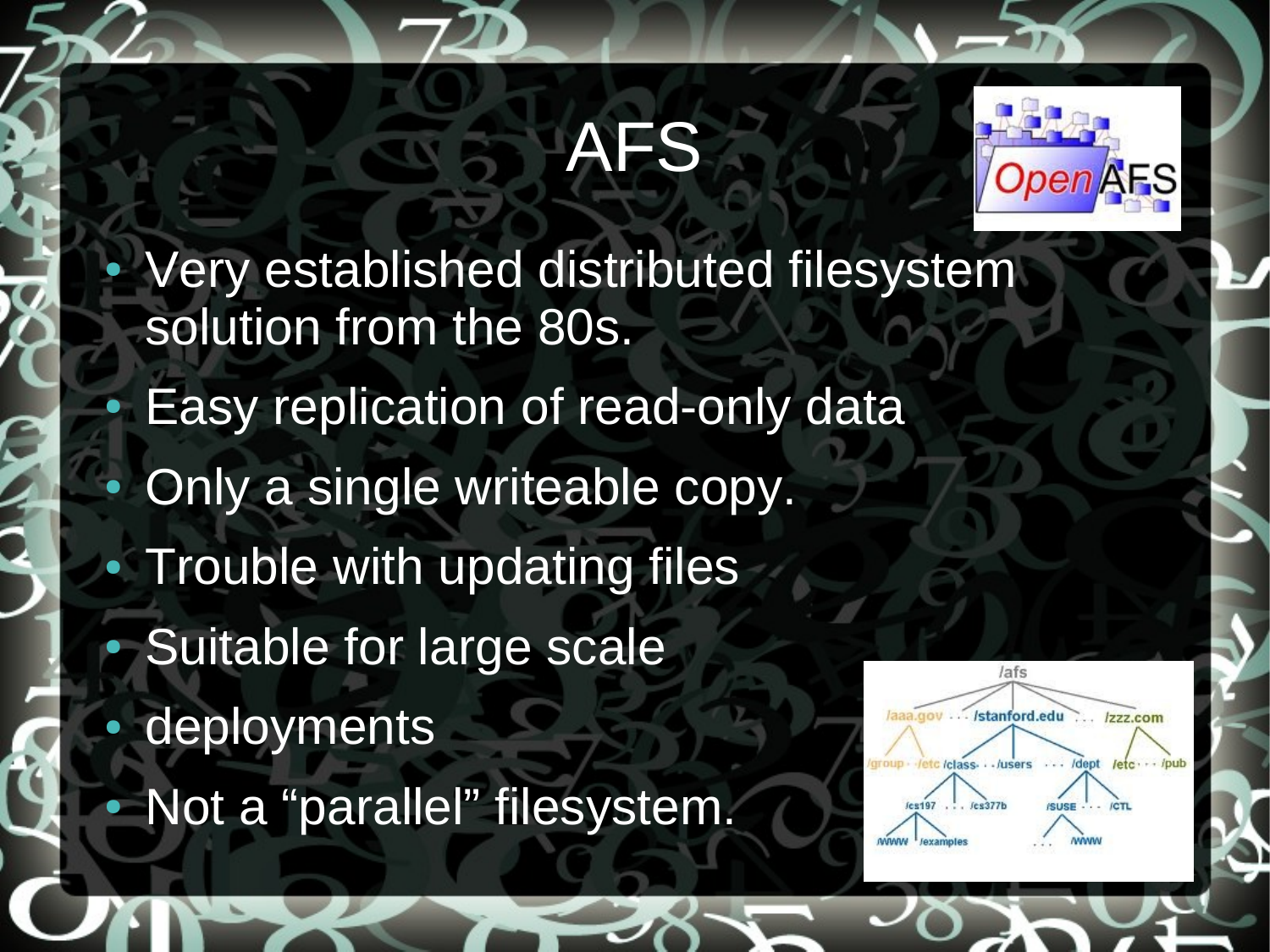# AFS

- Very established distributed filesystem solution from the 80s.
- Easy replication of read-only data
- Only a single writeable copy.
- Trouble with updating files
- Suitable for large scale
- deployments
- Not a “parallel” filesystem.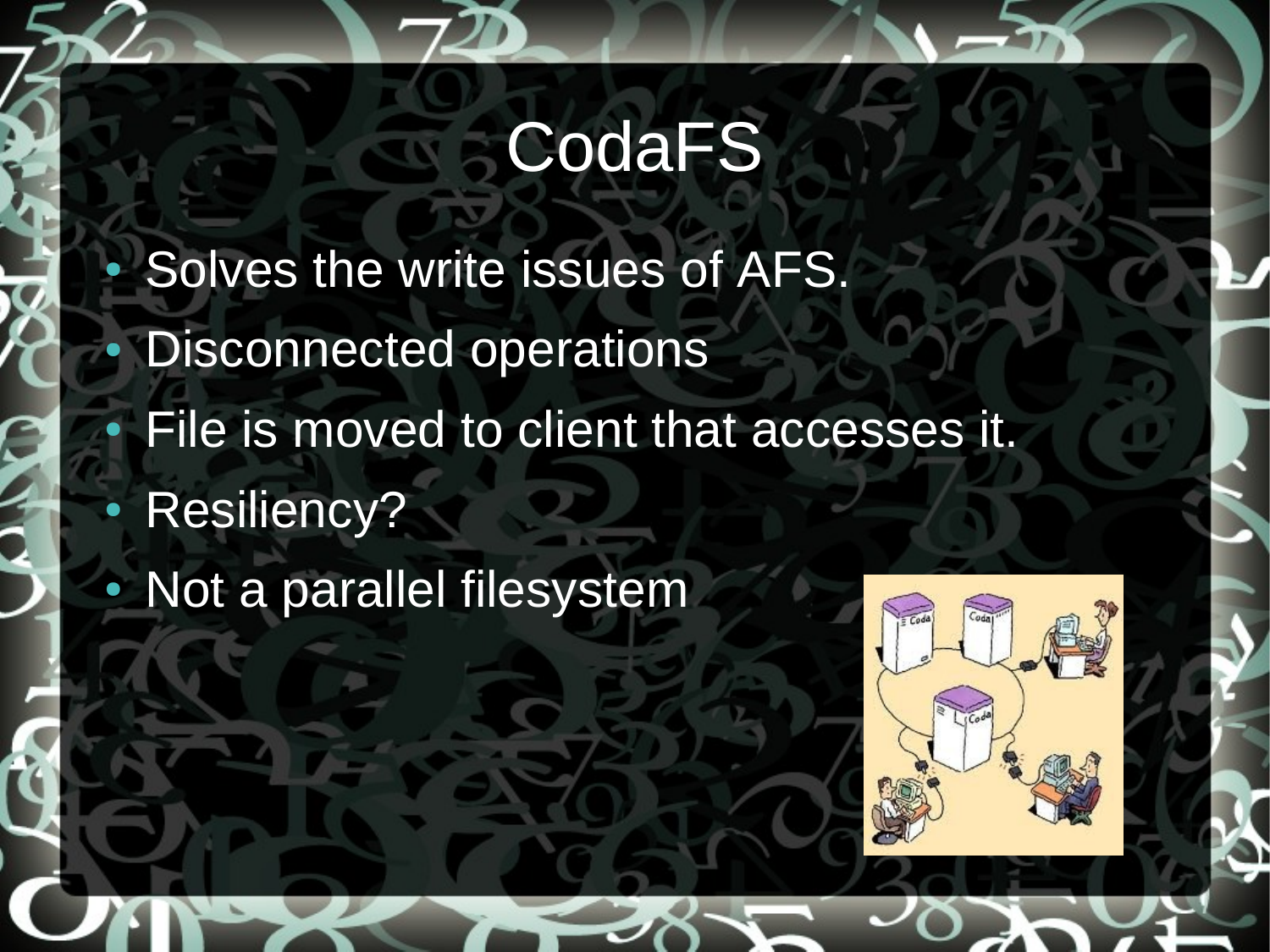# CodaFS

- Solves the write issues of AFS.
- Disconnected operations
- File is moved to client that accesses it.
- Resiliency?
- Not a parallel filesystem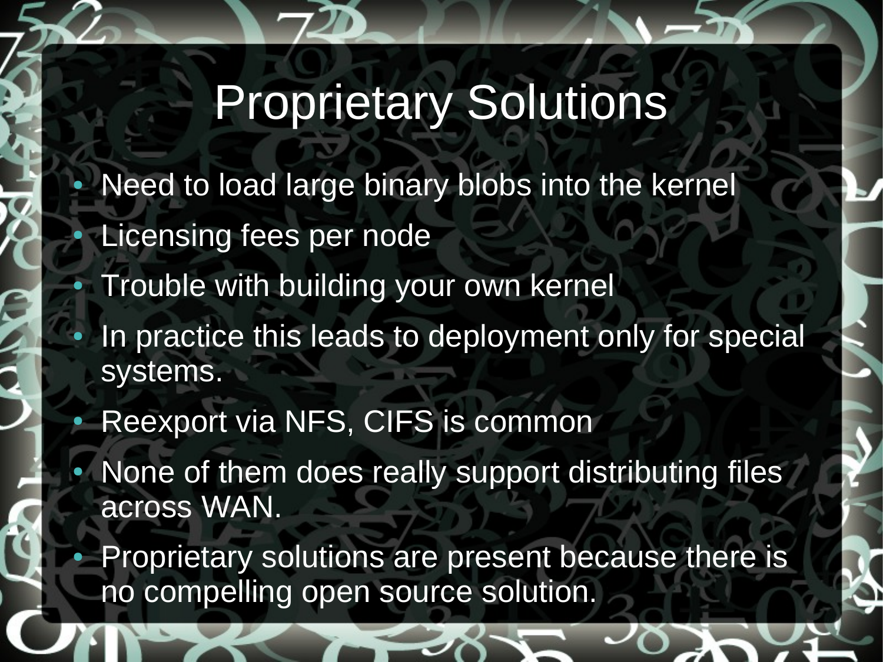# Proprietary Solutions

- Need to load large binary blobs into the kernel
- Licensing fees per node
- Trouble with building your own kernel
- In practice this leads to deployment only for special systems.
- Reexport via NFS, CIFS is common
- None of them does really support distributing files across WAN.
- Proprietary solutions are present because there is no compelling open source solution.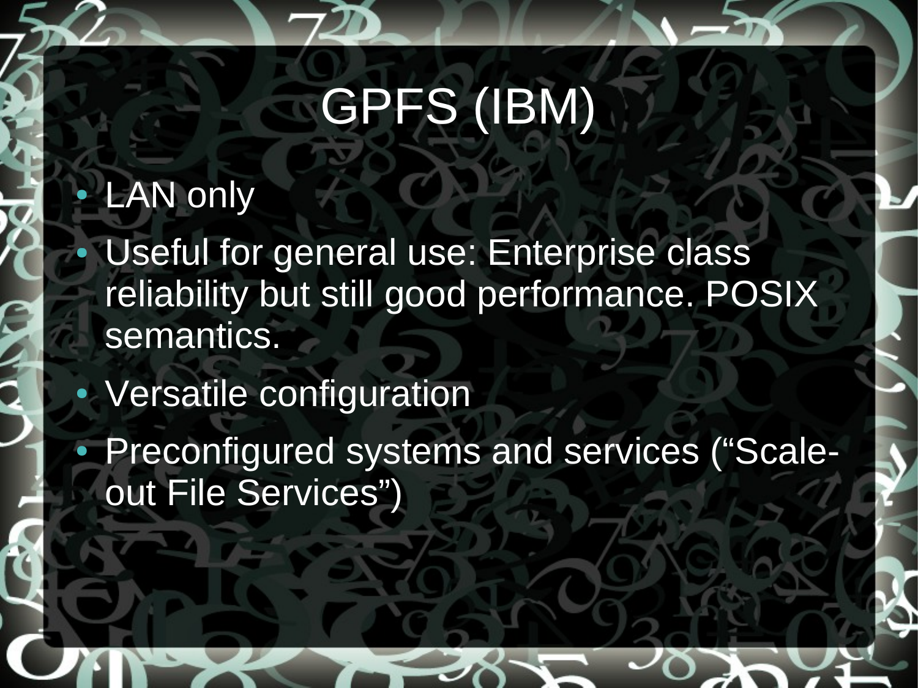# GPFS (IBM)

- LAN only
- Useful for general use: Enterprise class reliability but still good performance. POSIX semantics.
- Versatile configuration
- Preconfigured systems and services (“Scale-out File Services”)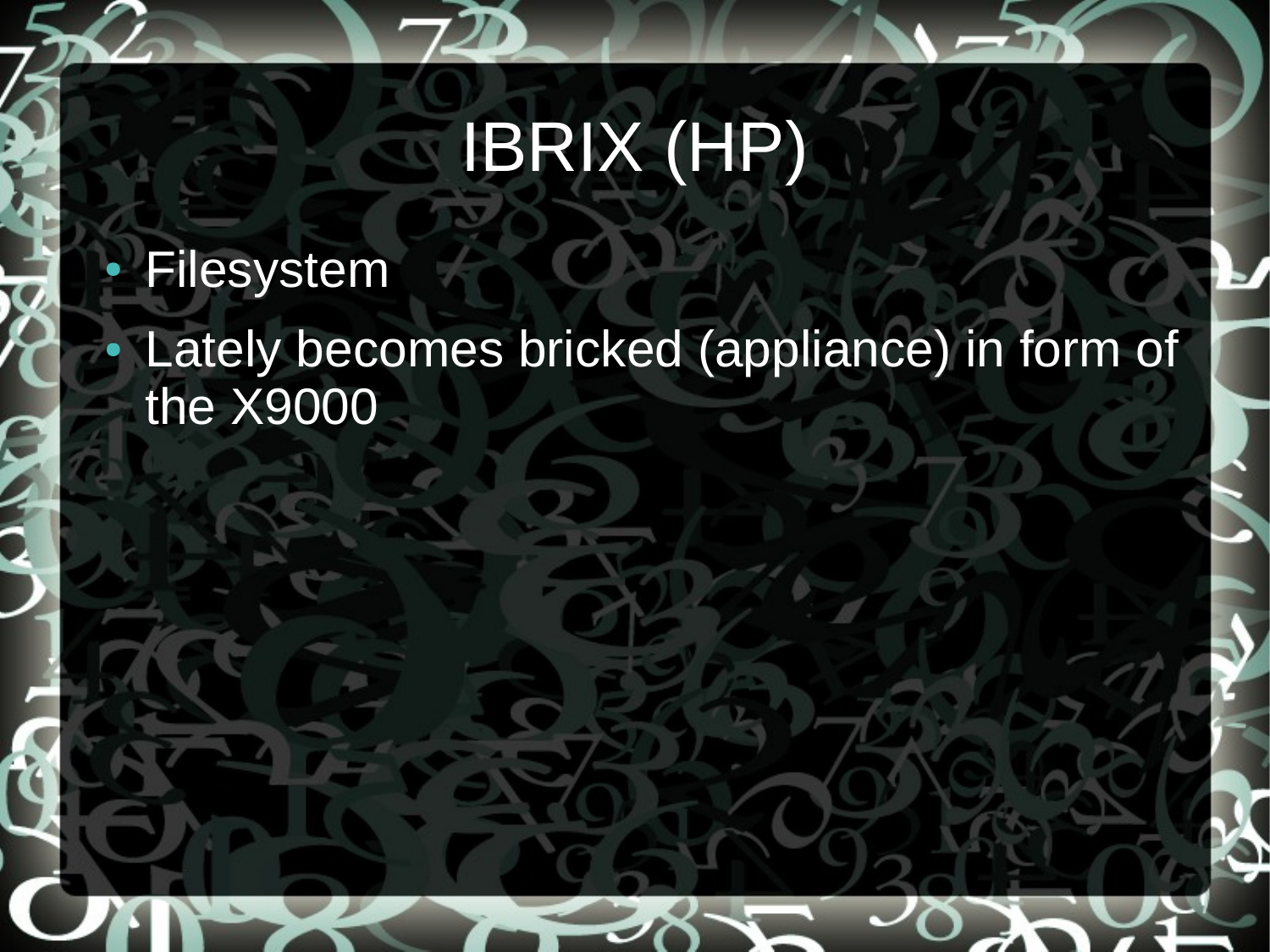# IBRIX (HP)

- Filesystem
- Lately becomes bricked (appliance) in form of the X9000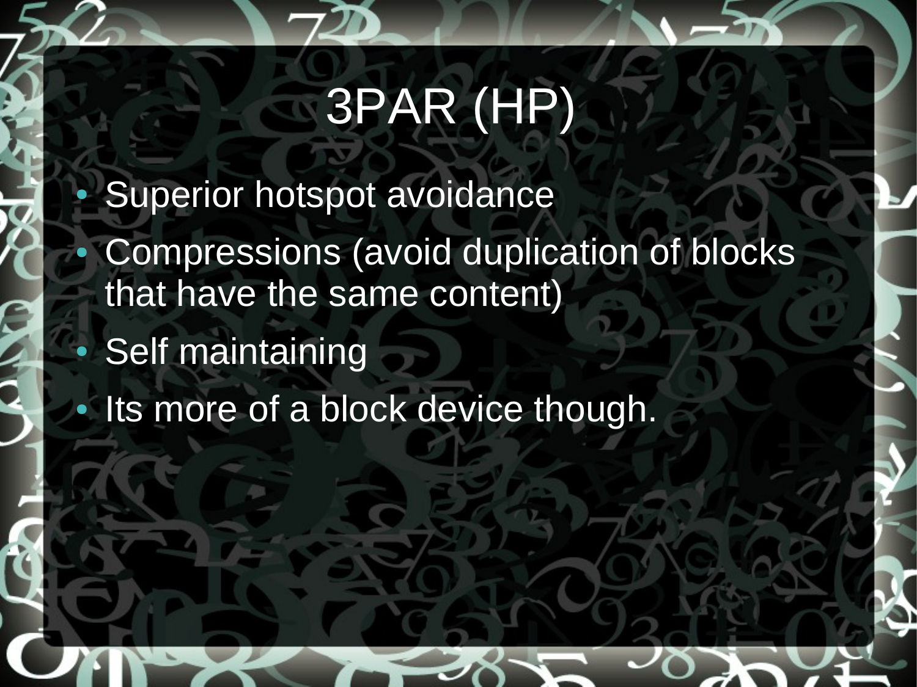# 3PAR (HP)

- Superior hotspot avoidance
- Compressions (avoid duplication of blocks that have the same content)
- Self maintaining
- Its more of a block device though.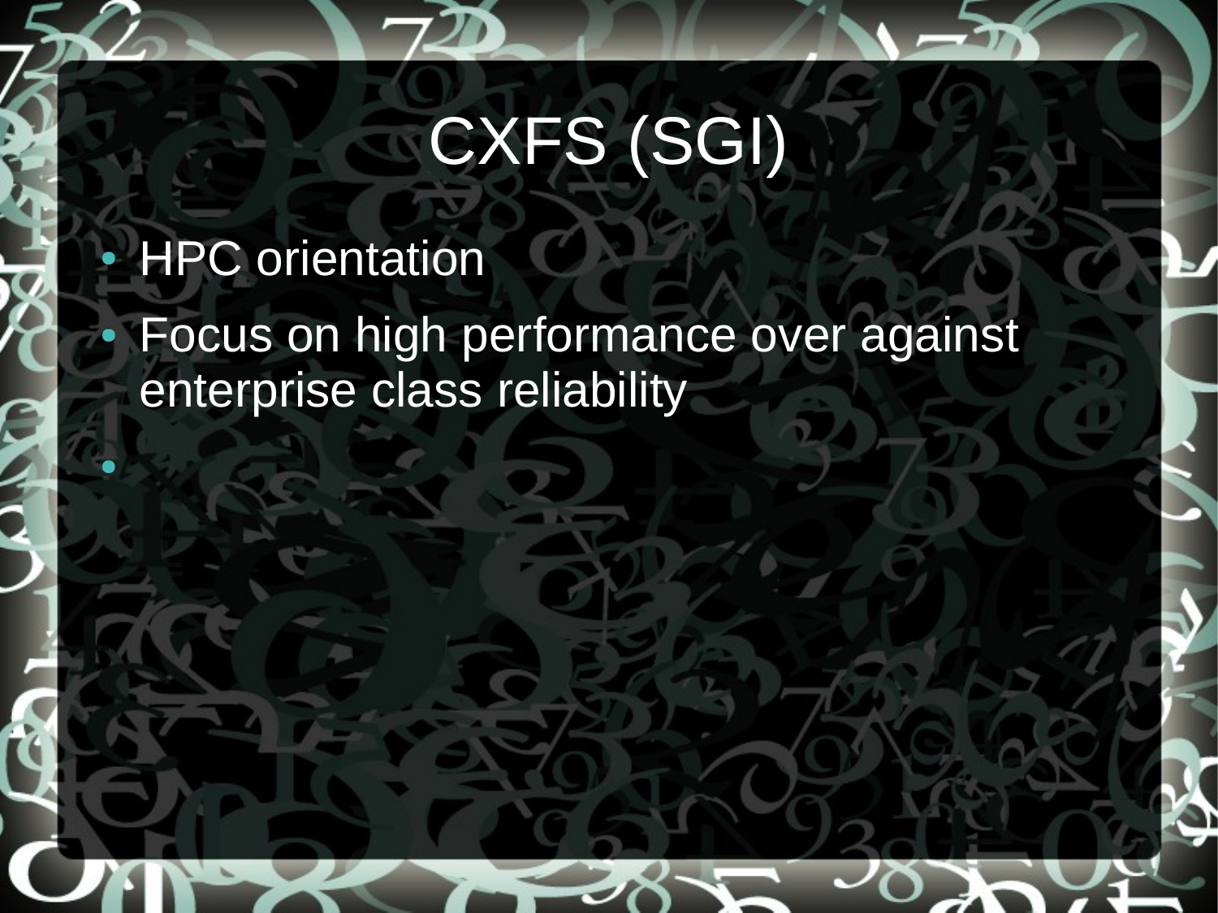# CXFS (SGI)

- HPC orientation
- Focus on high performance over against enterprise class reliability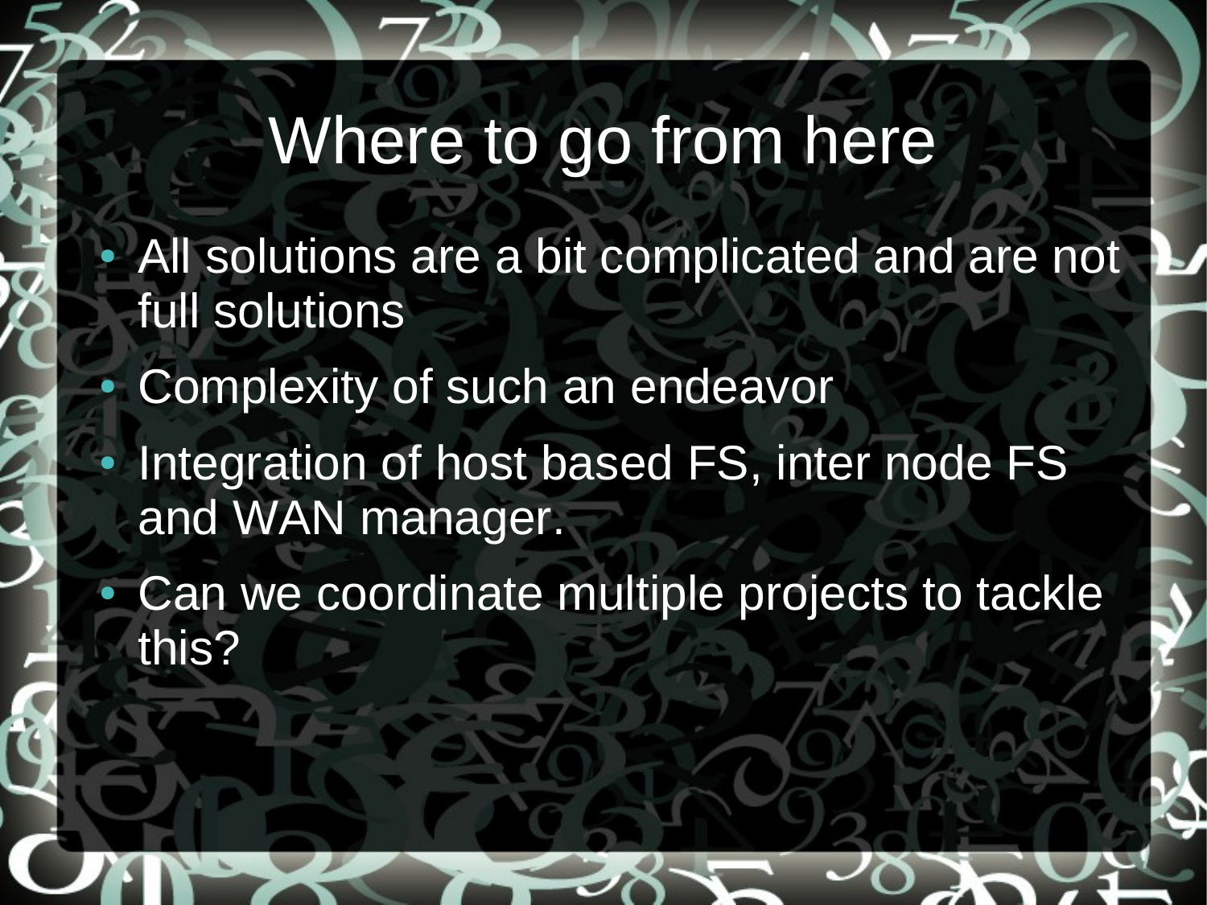# Where to go from here

- All solutions are a bit complicated and are not full solutions
- Complexity of such an endeavor
- Integration of host based FS, inter node FS and WAN manager.
- Can we coordinate multiple projects to tackle this?